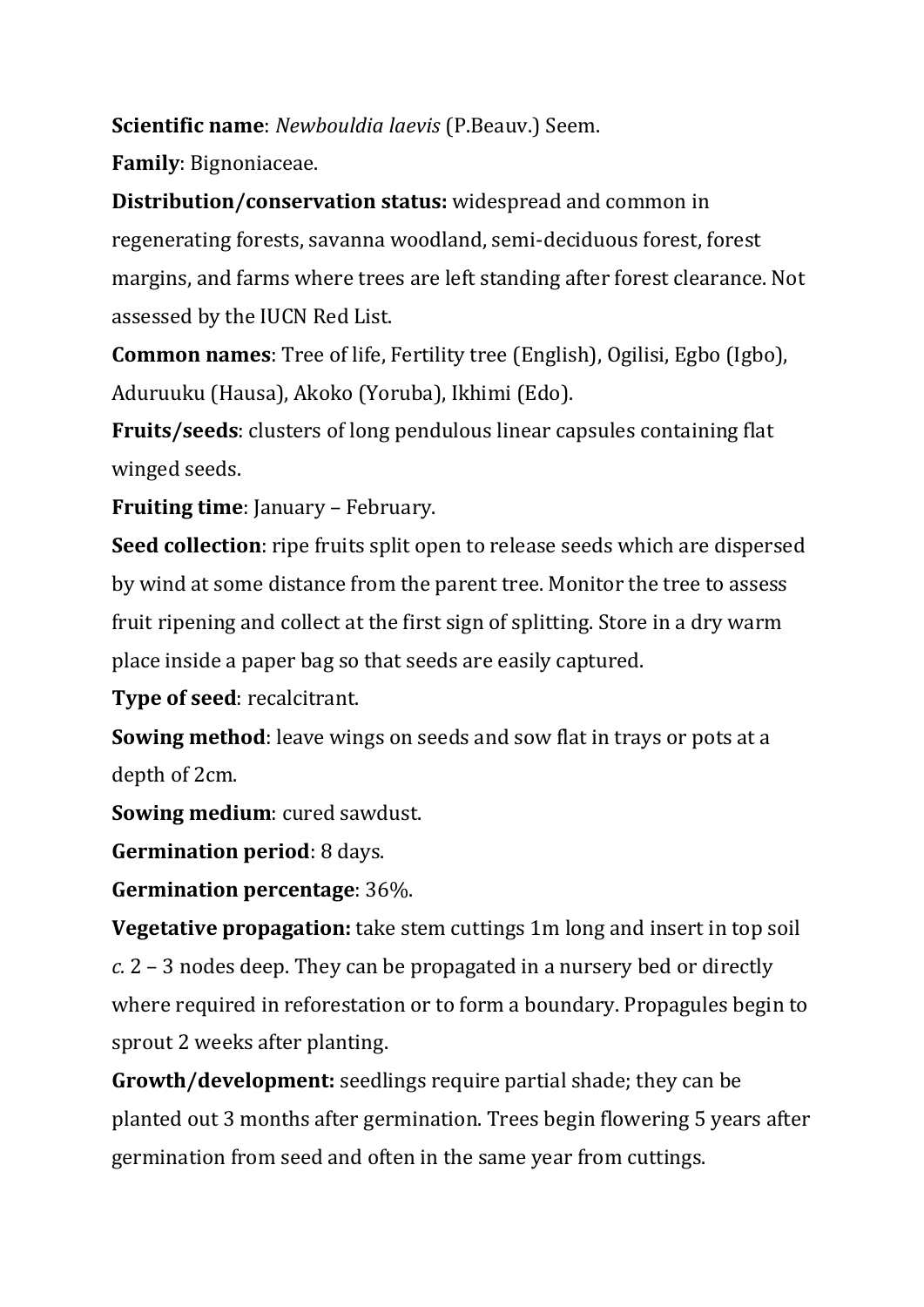**Scientific name**: *Newbouldia laevis* (P.Beauv.) Seem.

**Family**: Bignoniaceae.

**Distribution/conservation status:** widespread and common in regenerating forests, savanna woodland, semi-deciduous forest, forest margins, and farms where trees are left standing after forest clearance. Not assessed by the IUCN Red List.

**Common names**: Tree of life, Fertility tree (English), Ogilisi, Egbo (Igbo), Aduruuku (Hausa), Akoko (Yoruba), Ikhimi (Edo).

**Fruits/seeds**: clusters of long pendulous linear capsules containing flat winged seeds.

**Fruiting time**: January – February.

**Seed collection**: ripe fruits split open to release seeds which are dispersed by wind at some distance from the parent tree. Monitor the tree to assess fruit ripening and collect at the first sign of splitting. Store in a dry warm place inside a paper bag so that seeds are easily captured.

**Type of seed**: recalcitrant.

**Sowing method**: leave wings on seeds and sow flat in trays or pots at a depth of 2cm.

**Sowing medium**: cured sawdust.

**Germination period**: 8 days.

**Germination percentage**: 36%.

**Vegetative propagation:** take stem cuttings 1m long and insert in top soil *c.* 2 – 3 nodes deep. They can be propagated in a nursery bed or directly where required in reforestation or to form a boundary. Propagules begin to sprout 2 weeks after planting.

**Growth/development:** seedlings require partial shade; they can be planted out 3 months after germination. Trees begin flowering 5 years after germination from seed and often in the same year from cuttings.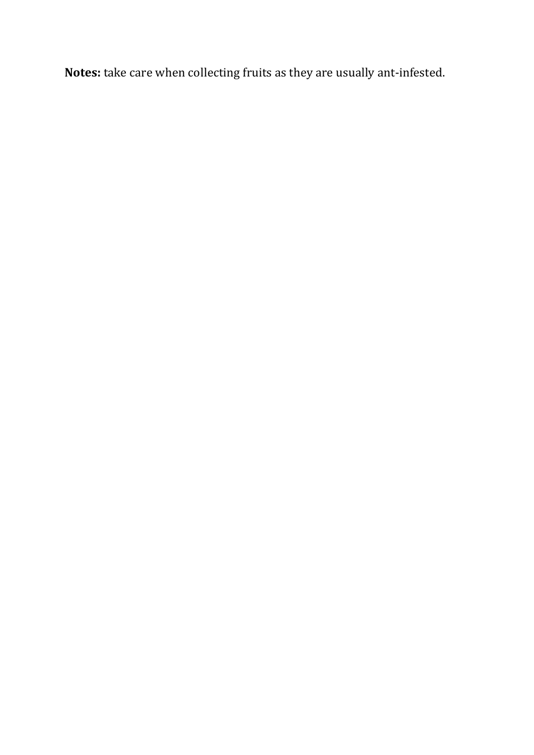**Notes:** take care when collecting fruits as they are usually ant-infested.